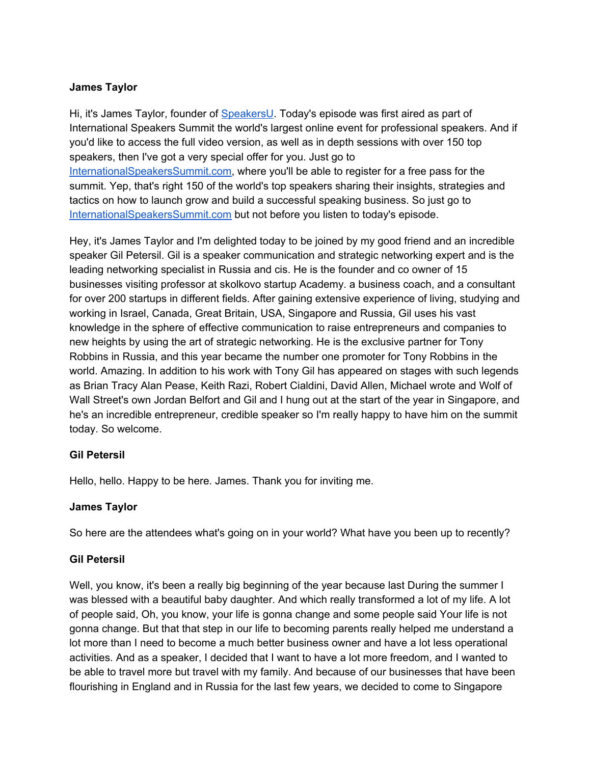**James Taylor**

Hi, it's James Taylor, founder of [SpeakersU](#). Today's episode was first aired as part of International Speakers Summit the world's largest online event for professional speakers. And if you'd like to access the full video version, as well as in depth sessions with over 150 top speakers, then I've got a very special offer for you. Just go to [InternationalSpeakersSummit.com](#), where you'll be able to register for a free pass for the summit. Yep, that's right 150 of the world's top speakers sharing their insights, strategies and tactics on how to launch grow and build a successful speaking business. So just go to [InternationalSpeakersSummit.com](#) but not before you listen to today's episode.

Hey, it's James Taylor and I'm delighted today to be joined by my good friend and an incredible speaker Gil Petersil. Gil is a speaker communication and strategic networking expert and is the leading networking specialist in Russia and cis. He is the founder and co owner of 15 businesses visiting professor at skolkovo startup Academy. a business coach, and a consultant for over 200 startups in different fields. After gaining extensive experience of living, studying and working in Israel, Canada, Great Britain, USA, Singapore and Russia, Gil uses his vast knowledge in the sphere of effective communication to raise entrepreneurs and companies to new heights by using the art of strategic networking. He is the exclusive partner for Tony Robbins in Russia, and this year became the number one promoter for Tony Robbins in the world. Amazing. In addition to his work with Tony Gil has appeared on stages with such legends as Brian Tracy Alan Pease, Keith Razi, Robert Cialdini, David Allen, Michael wrote and Wolf of Wall Street's own Jordan Belfort and Gil and I hung out at the start of the year in Singapore, and he's an incredible entrepreneur, credible speaker so I'm really happy to have him on the summit today. So welcome.

**Gil Petersil**

Hello, hello. Happy to be here. James. Thank you for inviting me.

**James Taylor**

So here are the attendees what's going on in your world? What have you been up to recently?

**Gil Petersil**

Well, you know, it's been a really big beginning of the year because last During the summer I was blessed with a beautiful baby daughter. And which really transformed a lot of my life. A lot of people said, Oh, you know, your life is gonna change and some people said Your life is not gonna change. But that that step in our life to becoming parents really helped me understand a lot more than I need to become a much better business owner and have a lot less operational activities. And as a speaker, I decided that I want to have a lot more freedom, and I wanted to be able to travel more but travel with my family. And because of our businesses that have been flourishing in England and in Russia for the last few years, we decided to come to Singapore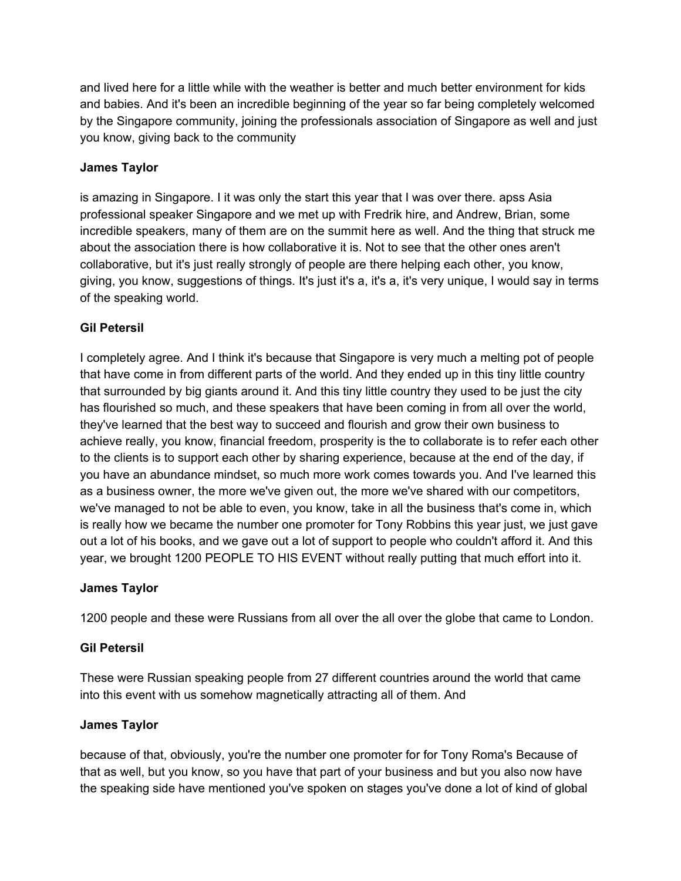and lived here for a little while with the weather is better and much better environment for kids and babies. And it's been an incredible beginning of the year so far being completely welcomed by the Singapore community, joining the professionals association of Singapore as well and just you know, giving back to the community

**James Taylor**

is amazing in Singapore. I it was only the start this year that I was over there. apss Asia professional speaker Singapore and we met up with Fredrik hire, and Andrew, Brian, some incredible speakers, many of them are on the summit here as well. And the thing that struck me about the association there is how collaborative it is. Not to see that the other ones aren't collaborative, but it's just really strongly of people are there helping each other, you know, giving, you know, suggestions of things. It's just it's a, it's a, it's very unique, I would say in terms of the speaking world.

**Gil Petersil**

I completely agree. And I think it's because that Singapore is very much a melting pot of people that have come in from different parts of the world. And they ended up in this tiny little country that surrounded by big giants around it. And this tiny little country they used to be just the city has flourished so much, and these speakers that have been coming in from all over the world, they've learned that the best way to succeed and flourish and grow their own business to achieve really, you know, financial freedom, prosperity is the to collaborate is to refer each other to the clients is to support each other by sharing experience, because at the end of the day, if you have an abundance mindset, so much more work comes towards you. And I've learned this as a business owner, the more we've given out, the more we've shared with our competitors, we've managed to not be able to even, you know, take in all the business that's come in, which is really how we became the number one promoter for Tony Robbins this year just, we just gave out a lot of his books, and we gave out a lot of support to people who couldn't afford it. And this year, we brought 1200 PEOPLE TO HIS EVENT without really putting that much effort into it.

**James Taylor**

1200 people and these were Russians from all over the all over the globe that came to London.

**Gil Petersil**

These were Russian speaking people from 27 different countries around the world that came into this event with us somehow magnetically attracting all of them. And

**James Taylor**

because of that, obviously, you're the number one promoter for for Tony Roma's Because of that as well, but you know, so you have that part of your business and but you also now have the speaking side have mentioned you've spoken on stages you've done a lot of kind of global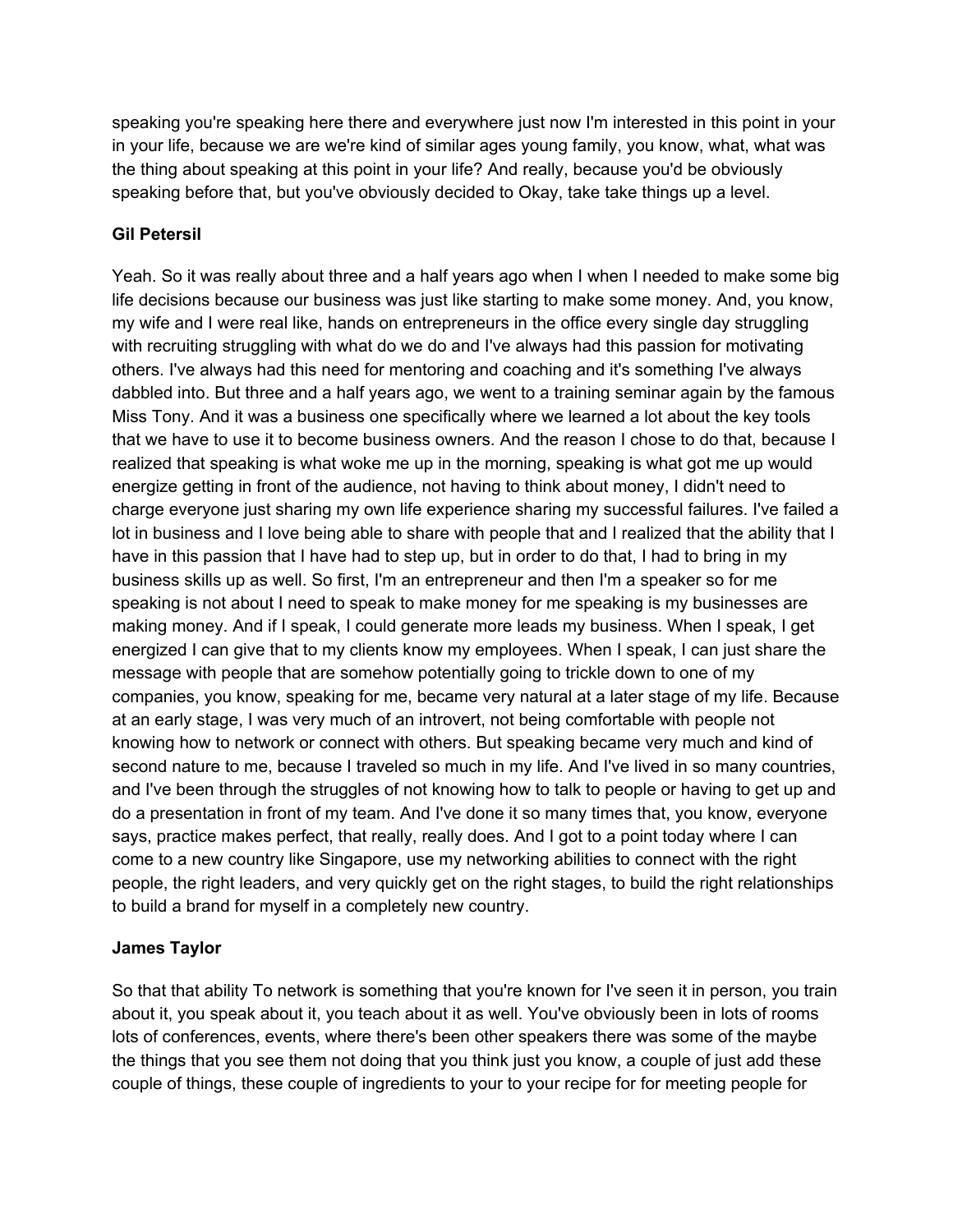speaking you're speaking here there and everywhere just now I'm interested in this point in your in your life, because we are we're kind of similar ages young family, you know, what, what was the thing about speaking at this point in your life? And really, because you'd be obviously speaking before that, but you've obviously decided to Okay, take take things up a level.

**Gil Petersil**

Yeah. So it was really about three and a half years ago when I when I needed to make some big life decisions because our business was just like starting to make some money. And, you know, my wife and I were real like, hands on entrepreneurs in the office every single day struggling with recruiting struggling with what do we do and I've always had this passion for motivating others. I've always had this need for mentoring and coaching and it's something I've always dabbled into. But three and a half years ago, we went to a training seminar again by the famous Miss Tony. And it was a business one specifically where we learned a lot about the key tools that we have to use it to become business owners. And the reason I chose to do that, because I realized that speaking is what woke me up in the morning, speaking is what got me up would energize getting in front of the audience, not having to think about money, I didn't need to charge everyone just sharing my own life experience sharing my successful failures. I've failed a lot in business and I love being able to share with people that and I realized that the ability that I have in this passion that I have had to step up, but in order to do that, I had to bring in my business skills up as well. So first, I'm an entrepreneur and then I'm a speaker so for me speaking is not about I need to speak to make money for me speaking is my businesses are making money. And if I speak, I could generate more leads my business. When I speak, I get energized I can give that to my clients know my employees. When I speak, I can just share the message with people that are somehow potentially going to trickle down to one of my companies, you know, speaking for me, became very natural at a later stage of my life. Because at an early stage, I was very much of an introvert, not being comfortable with people not knowing how to network or connect with others. But speaking became very much and kind of second nature to me, because I traveled so much in my life. And I've lived in so many countries, and I've been through the struggles of not knowing how to talk to people or having to get up and do a presentation in front of my team. And I've done it so many times that, you know, everyone says, practice makes perfect, that really, really does. And I got to a point today where I can come to a new country like Singapore, use my networking abilities to connect with the right people, the right leaders, and very quickly get on the right stages, to build the right relationships to build a brand for myself in a completely new country.

**James Taylor**

So that that ability To network is something that you're known for I've seen it in person, you train about it, you speak about it, you teach about it as well. You've obviously been in lots of rooms lots of conferences, events, where there's been other speakers there was some of the maybe the things that you see them not doing that you think just you know, a couple of just add these couple of things, these couple of ingredients to your to your recipe for for meeting people for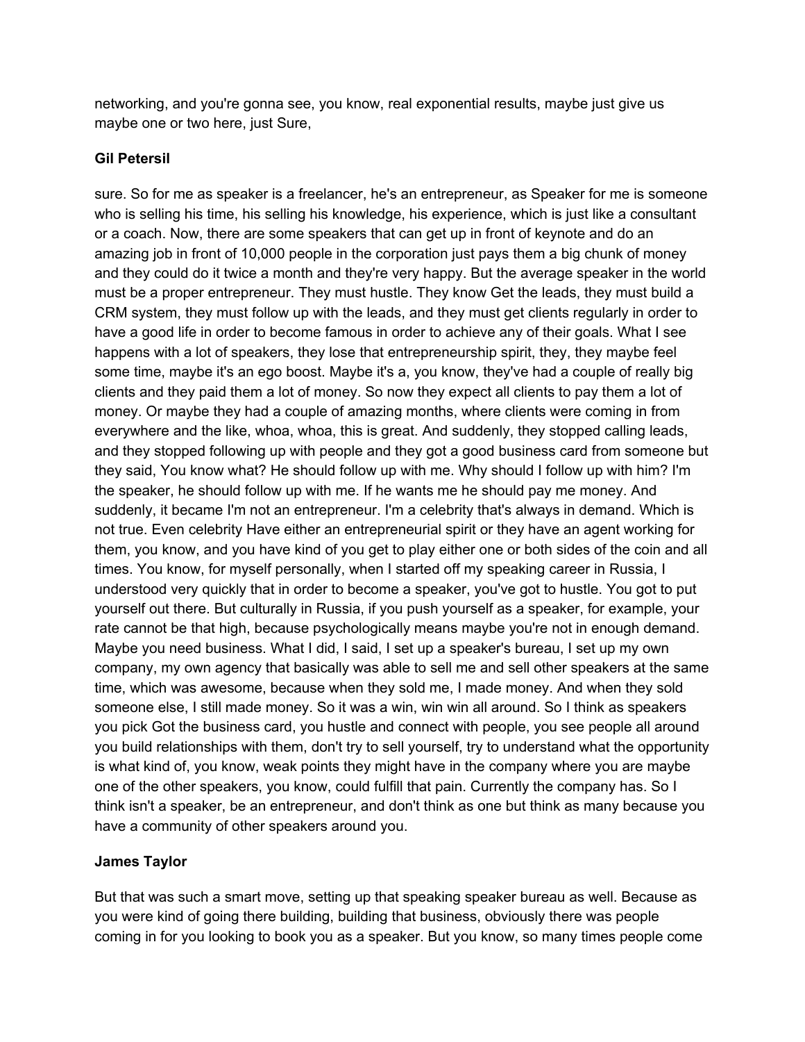networking, and you're gonna see, you know, real exponential results, maybe just give us maybe one or two here, just Sure,

**Gil Petersil**

sure. So for me as speaker is a freelancer, he's an entrepreneur, as Speaker for me is someone who is selling his time, his selling his knowledge, his experience, which is just like a consultant or a coach. Now, there are some speakers that can get up in front of keynote and do an amazing job in front of 10,000 people in the corporation just pays them a big chunk of money and they could do it twice a month and they're very happy. But the average speaker in the world must be a proper entrepreneur. They must hustle. They know Get the leads, they must build a CRM system, they must follow up with the leads, and they must get clients regularly in order to have a good life in order to become famous in order to achieve any of their goals. What I see happens with a lot of speakers, they lose that entrepreneurship spirit, they, they maybe feel some time, maybe it's an ego boost. Maybe it's a, you know, they've had a couple of really big clients and they paid them a lot of money. So now they expect all clients to pay them a lot of money. Or maybe they had a couple of amazing months, where clients were coming in from everywhere and the like, whoa, whoa, this is great. And suddenly, they stopped calling leads, and they stopped following up with people and they got a good business card from someone but they said, You know what? He should follow up with me. Why should I follow up with him? I'm the speaker, he should follow up with me. If he wants me he should pay me money. And suddenly, it became I'm not an entrepreneur. I'm a celebrity that's always in demand. Which is not true. Even celebrity Have either an entrepreneurial spirit or they have an agent working for them, you know, and you have kind of you get to play either one or both sides of the coin and all times. You know, for myself personally, when I started off my speaking career in Russia, I understood very quickly that in order to become a speaker, you've got to hustle. You got to put yourself out there. But culturally in Russia, if you push yourself as a speaker, for example, your rate cannot be that high, because psychologically means maybe you're not in enough demand. Maybe you need business. What I did, I said, I set up a speaker's bureau, I set up my own company, my own agency that basically was able to sell me and sell other speakers at the same time, which was awesome, because when they sold me, I made money. And when they sold someone else, I still made money. So it was a win, win win all around. So I think as speakers you pick Got the business card, you hustle and connect with people, you see people all around you build relationships with them, don't try to sell yourself, try to understand what the opportunity is what kind of, you know, weak points they might have in the company where you are maybe one of the other speakers, you know, could fulfill that pain. Currently the company has. So I think isn't a speaker, be an entrepreneur, and don't think as one but think as many because you have a community of other speakers around you.

**James Taylor**

But that was such a smart move, setting up that speaking speaker bureau as well. Because as you were kind of going there building, building that business, obviously there was people coming in for you looking to book you as a speaker. But you know, so many times people come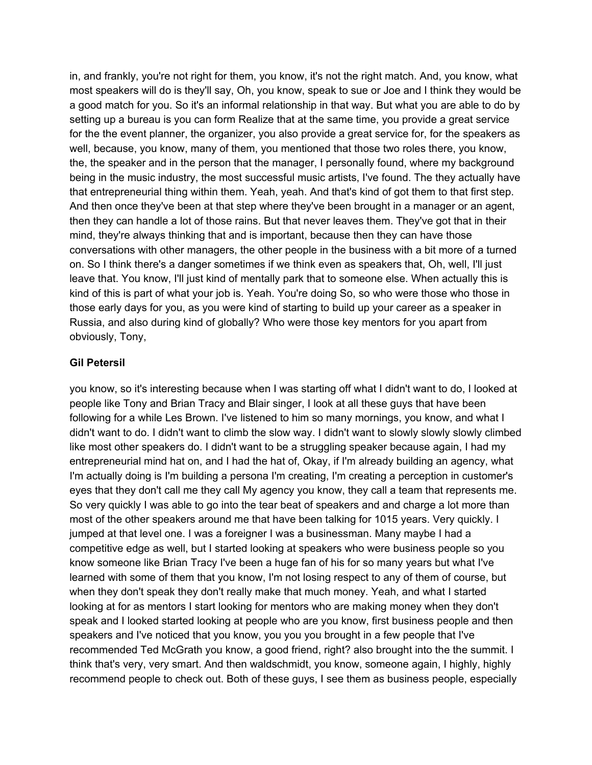in, and frankly, you're not right for them, you know, it's not the right match. And, you know, what most speakers will do is they'll say, Oh, you know, speak to sue or Joe and I think they would be a good match for you. So it's an informal relationship in that way. But what you are able to do by setting up a bureau is you can form Realize that at the same time, you provide a great service for the the event planner, the organizer, you also provide a great service for, for the speakers as well, because, you know, many of them, you mentioned that those two roles there, you know, the, the speaker and in the person that the manager, I personally found, where my background being in the music industry, the most successful music artists, I've found. The they actually have that entrepreneurial thing within them. Yeah, yeah. And that's kind of got them to that first step. And then once they've been at that step where they've been brought in a manager or an agent, then they can handle a lot of those rains. But that never leaves them. They've got that in their mind, they're always thinking that and is important, because then they can have those conversations with other managers, the other people in the business with a bit more of a turned on. So I think there's a danger sometimes if we think even as speakers that, Oh, well, I'll just leave that. You know, I'll just kind of mentally park that to someone else. When actually this is kind of this is part of what your job is. Yeah. You're doing So, so who were those who those in those early days for you, as you were kind of starting to build up your career as a speaker in Russia, and also during kind of globally? Who were those key mentors for you apart from obviously, Tony,

**Gil Petersil**

you know, so it's interesting because when I was starting off what I didn't want to do, I looked at people like Tony and Brian Tracy and Blair singer, I look at all these guys that have been following for a while Les Brown. I've listened to him so many mornings, you know, and what I didn't want to do. I didn't want to climb the slow way. I didn't want to slowly slowly slowly climbed like most other speakers do. I didn't want to be a struggling speaker because again, I had my entrepreneurial mind hat on, and I had the hat of, Okay, if I'm already building an agency, what I'm actually doing is I'm building a persona I'm creating, I'm creating a perception in customer's eyes that they don't call me they call My agency you know, they call a team that represents me. So very quickly I was able to go into the tear beat of speakers and and charge a lot more than most of the other speakers around me that have been talking for 1015 years. Very quickly. I jumped at that level one. I was a foreigner I was a businessman. Many maybe I had a competitive edge as well, but I started looking at speakers who were business people so you know someone like Brian Tracy I've been a huge fan of his for so many years but what I've learned with some of them that you know, I'm not losing respect to any of them of course, but when they don't speak they don't really make that much money. Yeah, and what I started looking at for as mentors I start looking for mentors who are making money when they don't speak and I looked started looking at people who are you know, first business people and then speakers and I've noticed that you know, you you you brought in a few people that I've recommended Ted McGrath you know, a good friend, right? also brought into the the summit. I think that's very, very smart. And then waldschmidt, you know, someone again, I highly, highly recommend people to check out. Both of these guys, I see them as business people, especially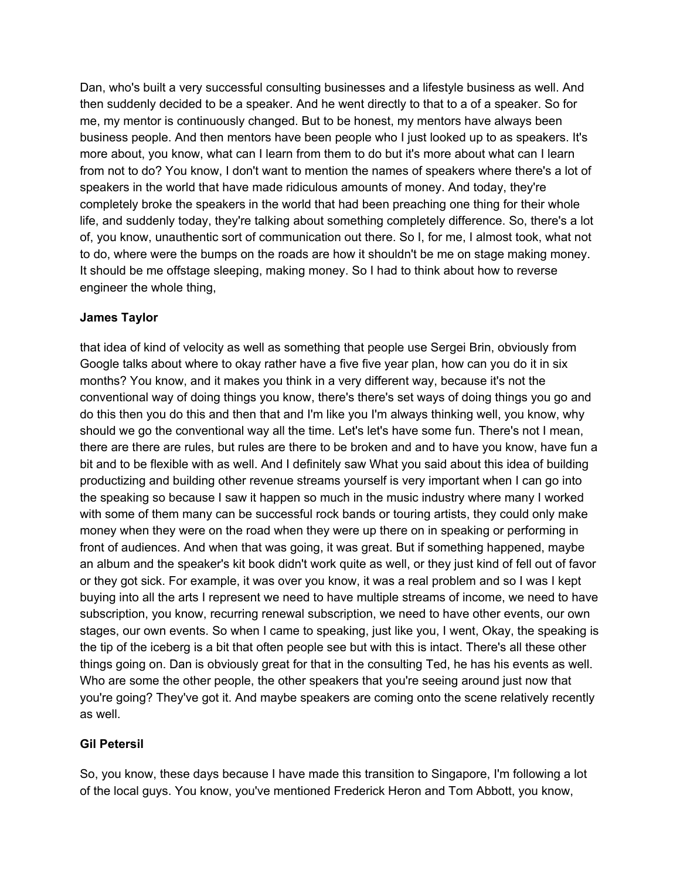Dan, who's built a very successful consulting businesses and a lifestyle business as well. And then suddenly decided to be a speaker. And he went directly to that to a of a speaker. So for me, my mentor is continuously changed. But to be honest, my mentors have always been business people. And then mentors have been people who I just looked up to as speakers. It's more about, you know, what can I learn from them to do but it's more about what can I learn from not to do? You know, I don't want to mention the names of speakers where there's a lot of speakers in the world that have made ridiculous amounts of money. And today, they're completely broke the speakers in the world that had been preaching one thing for their whole life, and suddenly today, they're talking about something completely difference. So, there's a lot of, you know, unauthentic sort of communication out there. So I, for me, I almost took, what not to do, where were the bumps on the roads are how it shouldn't be me on stage making money. It should be me offstage sleeping, making money. So I had to think about how to reverse engineer the whole thing,

**James Taylor**

that idea of kind of velocity as well as something that people use Sergei Brin, obviously from Google talks about where to okay rather have a five five year plan, how can you do it in six months? You know, and it makes you think in a very different way, because it's not the conventional way of doing things you know, there's there's set ways of doing things you go and do this then you do this and then that and I'm like you I'm always thinking well, you know, why should we go the conventional way all the time. Let's let's have some fun. There's not I mean, there are there are rules, but rules are there to be broken and and to have you know, have fun a bit and to be flexible with as well. And I definitely saw What you said about this idea of building productizing and building other revenue streams yourself is very important when I can go into the speaking so because I saw it happen so much in the music industry where many I worked with some of them many can be successful rock bands or touring artists, they could only make money when they were on the road when they were up there on in speaking or performing in front of audiences. And when that was going, it was great. But if something happened, maybe an album and the speaker's kit book didn't work quite as well, or they just kind of fell out of favor or they got sick. For example, it was over you know, it was a real problem and so I was I kept buying into all the arts I represent we need to have multiple streams of income, we need to have subscription, you know, recurring renewal subscription, we need to have other events, our own stages, our own events. So when I came to speaking, just like you, I went, Okay, the speaking is the tip of the iceberg is a bit that often people see but with this is intact. There's all these other things going on. Dan is obviously great for that in the consulting Ted, he has his events as well. Who are some the other people, the other speakers that you're seeing around just now that you're going? They've got it. And maybe speakers are coming onto the scene relatively recently as well.

**Gil Petersil**

So, you know, these days because I have made this transition to Singapore, I'm following a lot of the local guys. You know, you've mentioned Frederick Heron and Tom Abbott, you know,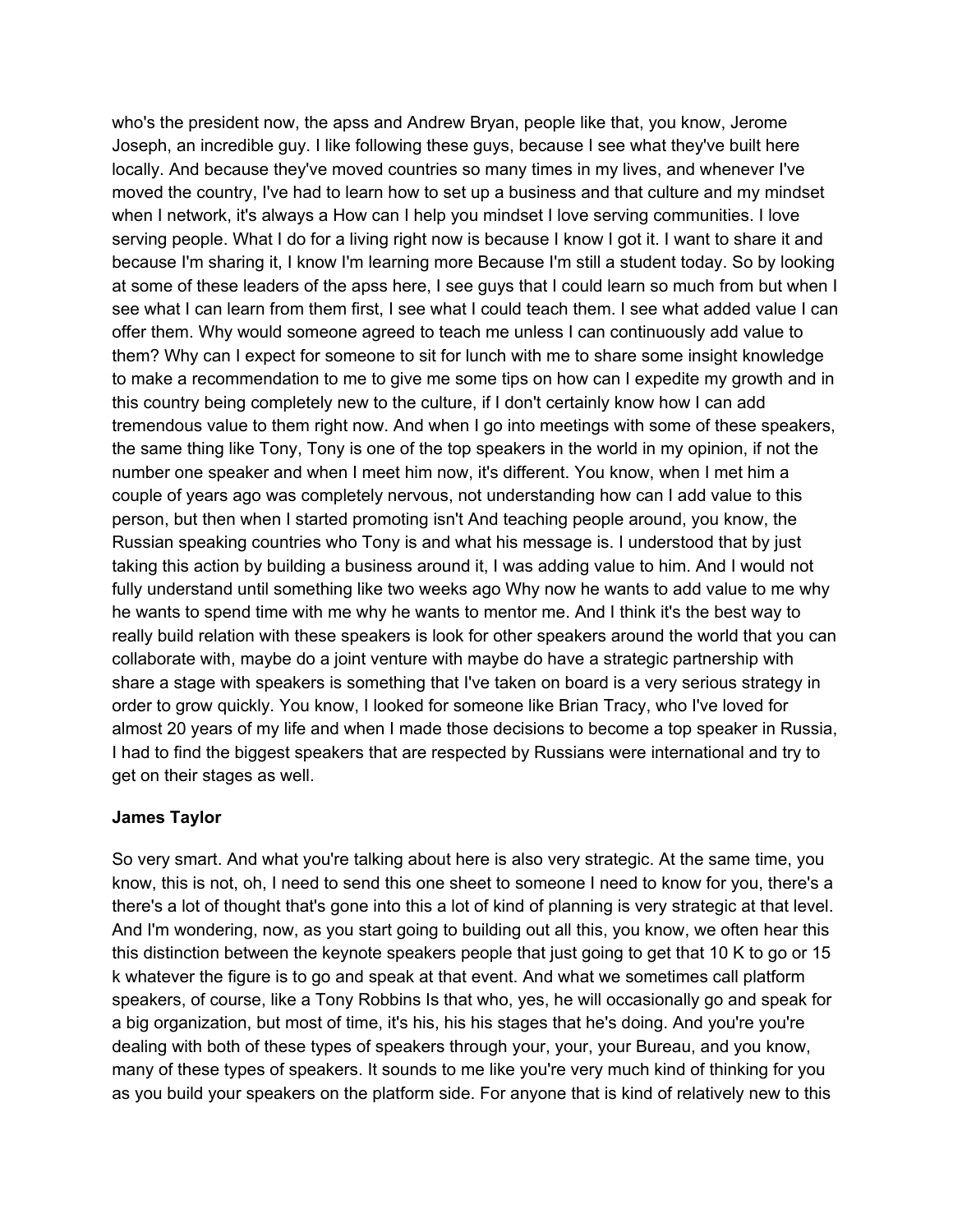who's the president now, the apss and Andrew Bryan, people like that, you know, Jerome Joseph, an incredible guy. I like following these guys, because I see what they've built here locally. And because they've moved countries so many times in my lives, and whenever I've moved the country, I've had to learn how to set up a business and that culture and my mindset when I network, it's always a How can I help you mindset I love serving communities. I love serving people. What I do for a living right now is because I know I got it. I want to share it and because I'm sharing it, I know I'm learning more Because I'm still a student today. So by looking at some of these leaders of the apss here, I see guys that I could learn so much from but when I see what I can learn from them first, I see what I could teach them. I see what added value I can offer them. Why would someone agreed to teach me unless I can continuously add value to them? Why can I expect for someone to sit for lunch with me to share some insight knowledge to make a recommendation to me to give me some tips on how can I expedite my growth and in this country being completely new to the culture, if I don't certainly know how I can add tremendous value to them right now. And when I go into meetings with some of these speakers, the same thing like Tony, Tony is one of the top speakers in the world in my opinion, if not the number one speaker and when I meet him now, it's different. You know, when I met him a couple of years ago was completely nervous, not understanding how can I add value to this person, but then when I started promoting isn't And teaching people around, you know, the Russian speaking countries who Tony is and what his message is. I understood that by just taking this action by building a business around it, I was adding value to him. And I would not fully understand until something like two weeks ago Why now he wants to add value to me why he wants to spend time with me why he wants to mentor me. And I think it's the best way to really build relation with these speakers is look for other speakers around the world that you can collaborate with, maybe do a joint venture with maybe do have a strategic partnership with share a stage with speakers is something that I've taken on board is a very serious strategy in order to grow quickly. You know, I looked for someone like Brian Tracy, who I've loved for almost 20 years of my life and when I made those decisions to become a top speaker in Russia, I had to find the biggest speakers that are respected by Russians were international and try to get on their stages as well.

**James Taylor**

So very smart. And what you're talking about here is also very strategic. At the same time, you know, this is not, oh, I need to send this one sheet to someone I need to know for you, there's a there's a lot of thought that's gone into this a lot of kind of planning is very strategic at that level. And I'm wondering, now, as you start going to building out all this, you know, we often hear this this distinction between the keynote speakers people that just going to get that 10 K to go or 15 k whatever the figure is to go and speak at that event. And what we sometimes call platform speakers, of course, like a Tony Robbins Is that who, yes, he will occasionally go and speak for a big organization, but most of time, it's his, his his stages that he's doing. And you're you're dealing with both of these types of speakers through your, your, your Bureau, and you know, many of these types of speakers. It sounds to me like you're very much kind of thinking for you as you build your speakers on the platform side. For anyone that is kind of relatively new to this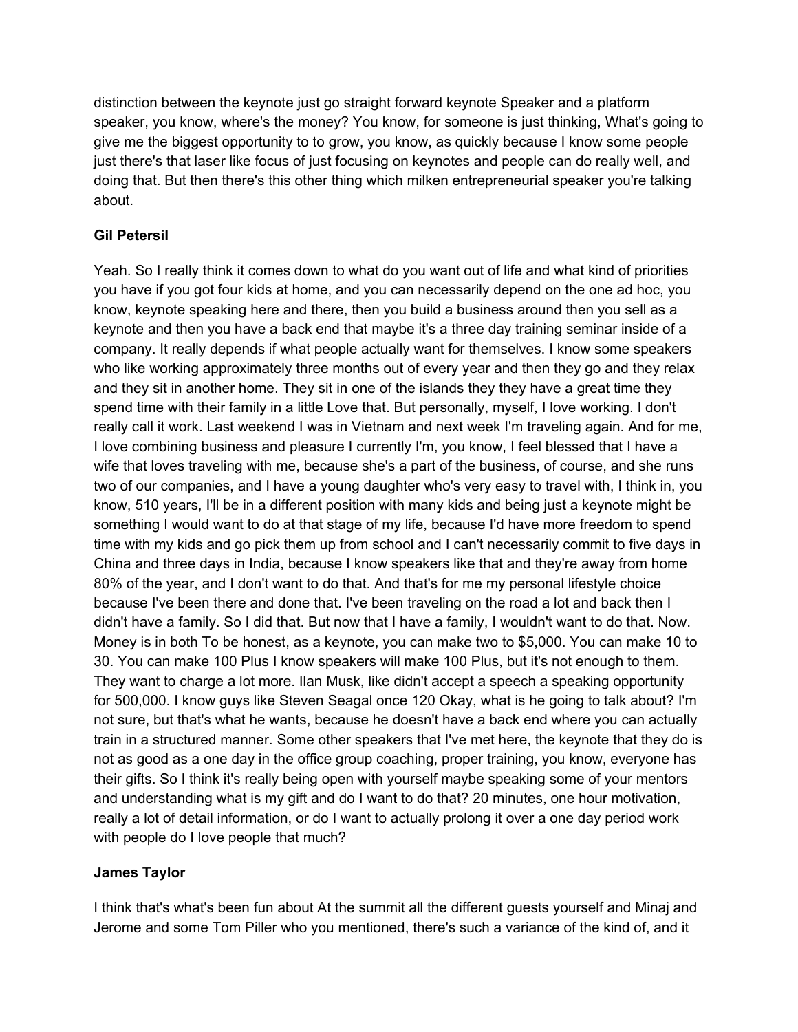distinction between the keynote just go straight forward keynote Speaker and a platform speaker, you know, where's the money? You know, for someone is just thinking, What's going to give me the biggest opportunity to to grow, you know, as quickly because I know some people just there's that laser like focus of just focusing on keynotes and people can do really well, and doing that. But then there's this other thing which milken entrepreneurial speaker you're talking about.

**Gil Petersil**

Yeah. So I really think it comes down to what do you want out of life and what kind of priorities you have if you got four kids at home, and you can necessarily depend on the one ad hoc, you know, keynote speaking here and there, then you build a business around then you sell as a keynote and then you have a back end that maybe it's a three day training seminar inside of a company. It really depends if what people actually want for themselves. I know some speakers who like working approximately three months out of every year and then they go and they relax and they sit in another home. They sit in one of the islands they they have a great time they spend time with their family in a little Love that. But personally, myself, I love working. I don't really call it work. Last weekend I was in Vietnam and next week I'm traveling again. And for me, I love combining business and pleasure I currently I'm, you know, I feel blessed that I have a wife that loves traveling with me, because she's a part of the business, of course, and she runs two of our companies, and I have a young daughter who's very easy to travel with, I think in, you know, 510 years, I'll be in a different position with many kids and being just a keynote might be something I would want to do at that stage of my life, because I'd have more freedom to spend time with my kids and go pick them up from school and I can't necessarily commit to five days in China and three days in India, because I know speakers like that and they're away from home 80% of the year, and I don't want to do that. And that's for me my personal lifestyle choice because I've been there and done that. I've been traveling on the road a lot and back then I didn't have a family. So I did that. But now that I have a family, I wouldn't want to do that. Now. Money is in both To be honest, as a keynote, you can make two to $5,000. You can make 10 to 30. You can make 100 Plus I know speakers will make 100 Plus, but it's not enough to them. They want to charge a lot more. Ilan Musk, like didn't accept a speech a speaking opportunity for 500,000. I know guys like Steven Seagal once 120 Okay, what is he going to talk about? I'm not sure, but that's what he wants, because he doesn't have a back end where you can actually train in a structured manner. Some other speakers that I've met here, the keynote that they do is not as good as a one day in the office group coaching, proper training, you know, everyone has their gifts. So I think it's really being open with yourself maybe speaking some of your mentors and understanding what is my gift and do I want to do that? 20 minutes, one hour motivation, really a lot of detail information, or do I want to actually prolong it over a one day period work with people do I love people that much?

**James Taylor**

I think that's what's been fun about At the summit all the different guests yourself and Minaj and Jerome and some Tom Piller who you mentioned, there's such a variance of the kind of, and it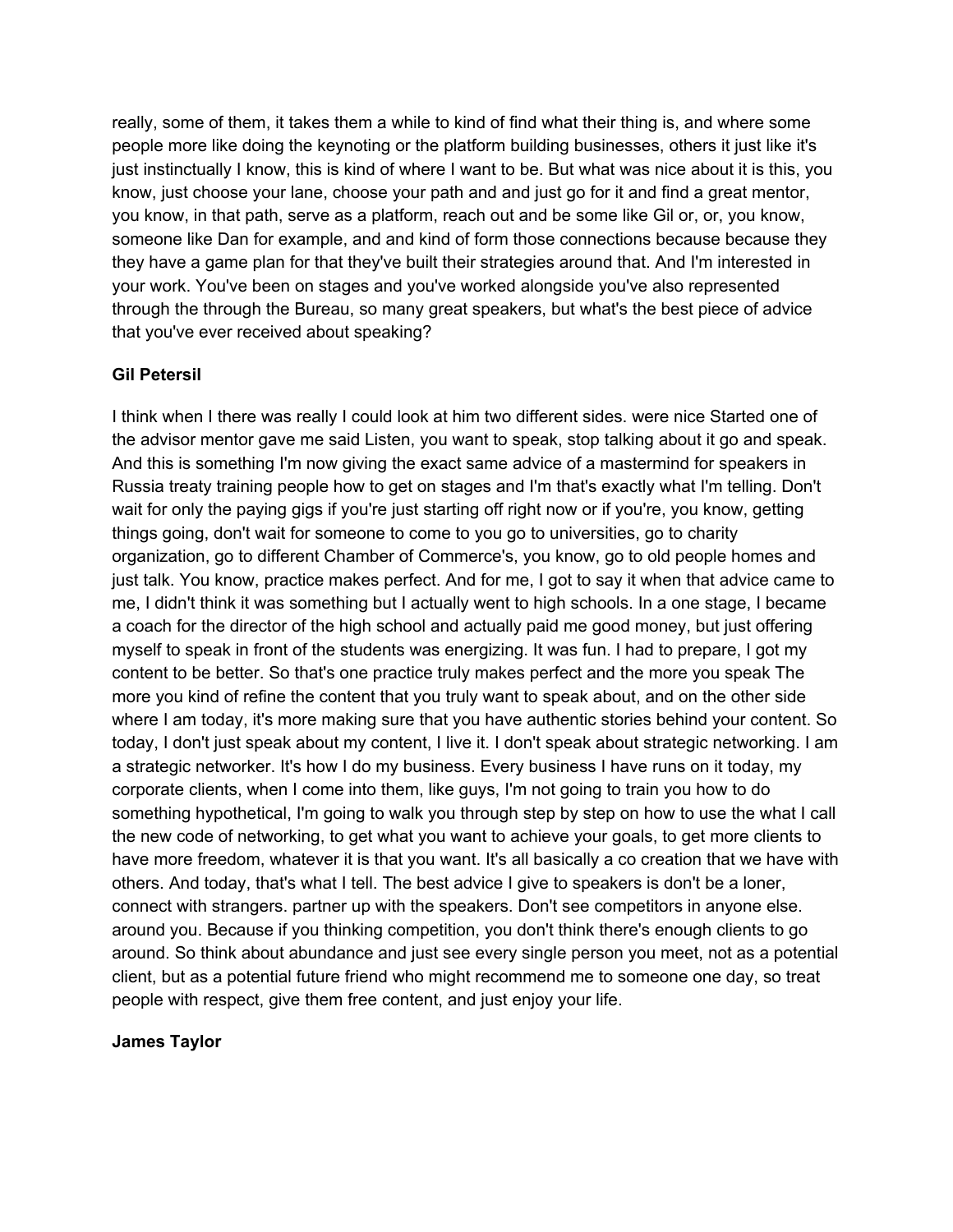really, some of them, it takes them a while to kind of find what their thing is, and where some people more like doing the keynoting or the platform building businesses, others it just like it's just instinctually I know, this is kind of where I want to be. But what was nice about it is this, you know, just choose your lane, choose your path and and just go for it and find a great mentor, you know, in that path, serve as a platform, reach out and be some like Gil or, or, you know, someone like Dan for example, and and kind of form those connections because because they they have a game plan for that they've built their strategies around that. And I'm interested in your work. You've been on stages and you've worked alongside you've also represented through the through the Bureau, so many great speakers, but what's the best piece of advice that you've ever received about speaking?

**Gil Petersil**

I think when I there was really I could look at him two different sides. were nice Started one of the advisor mentor gave me said Listen, you want to speak, stop talking about it go and speak. And this is something I'm now giving the exact same advice of a mastermind for speakers in Russia treaty training people how to get on stages and I'm that's exactly what I'm telling. Don't wait for only the paying gigs if you're just starting off right now or if you're, you know, getting things going, don't wait for someone to come to you go to universities, go to charity organization, go to different Chamber of Commerce's, you know, go to old people homes and just talk. You know, practice makes perfect. And for me, I got to say it when that advice came to me, I didn't think it was something but I actually went to high schools. In a one stage, I became a coach for the director of the high school and actually paid me good money, but just offering myself to speak in front of the students was energizing. It was fun. I had to prepare, I got my content to be better. So that's one practice truly makes perfect and the more you speak The more you kind of refine the content that you truly want to speak about, and on the other side where I am today, it's more making sure that you have authentic stories behind your content. So today, I don't just speak about my content, I live it. I don't speak about strategic networking. I am a strategic networker. It's how I do my business. Every business I have runs on it today, my corporate clients, when I come into them, like guys, I'm not going to train you how to do something hypothetical, I'm going to walk you through step by step on how to use the what I call the new code of networking, to get what you want to achieve your goals, to get more clients to have more freedom, whatever it is that you want. It's all basically a co creation that we have with others. And today, that's what I tell. The best advice I give to speakers is don't be a loner, connect with strangers. partner up with the speakers. Don't see competitors in anyone else. around you. Because if you thinking competition, you don't think there's enough clients to go around. So think about abundance and just see every single person you meet, not as a potential client, but as a potential future friend who might recommend me to someone one day, so treat people with respect, give them free content, and just enjoy your life.

**James Taylor**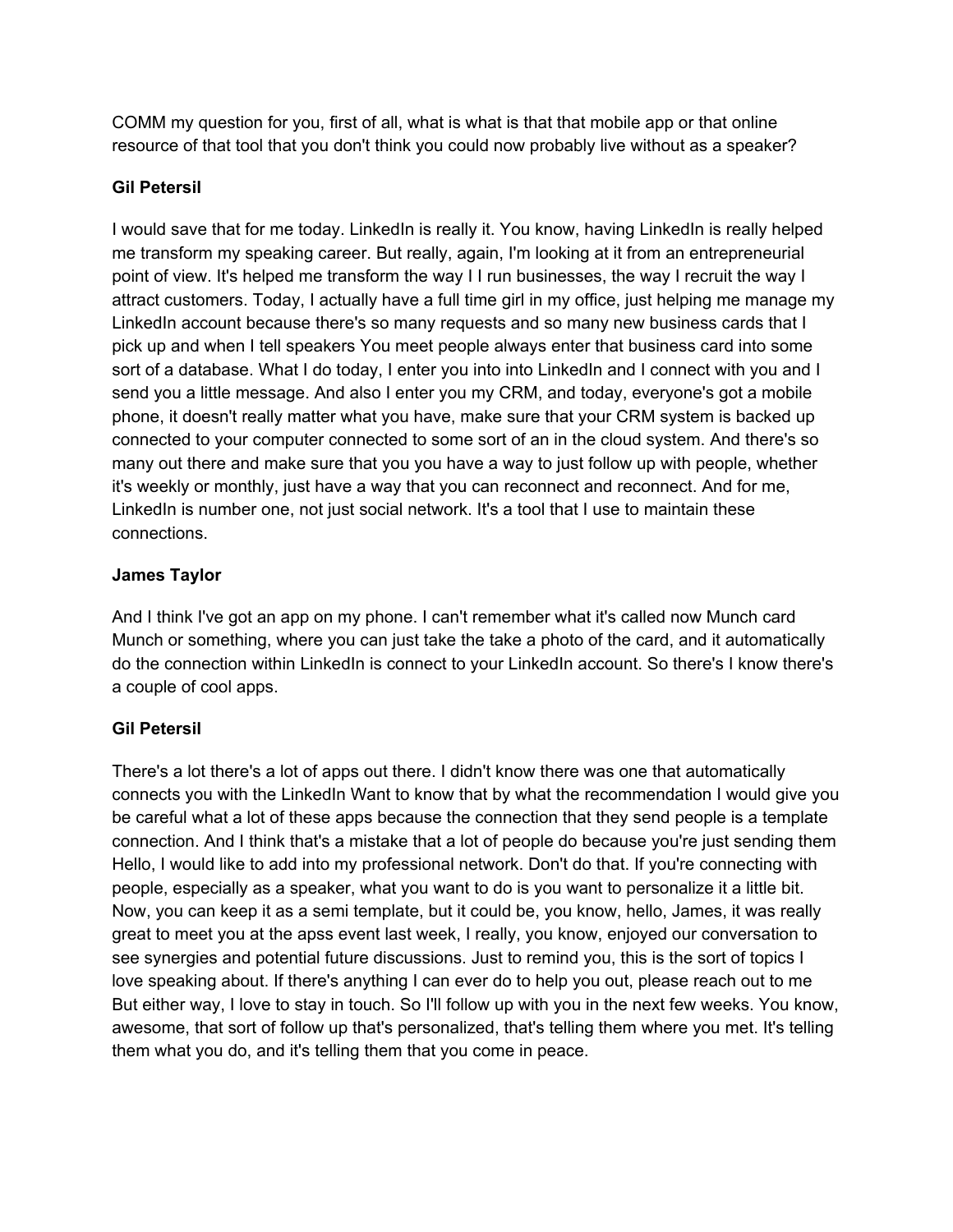COMM my question for you, first of all, what is what is that that mobile app or that online resource of that tool that you don't think you could now probably live without as a speaker?

**Gil Petersil**

I would save that for me today. LinkedIn is really it. You know, having LinkedIn is really helped me transform my speaking career. But really, again, I'm looking at it from an entrepreneurial point of view. It's helped me transform the way I I run businesses, the way I recruit the way I attract customers. Today, I actually have a full time girl in my office, just helping me manage my LinkedIn account because there's so many requests and so many new business cards that I pick up and when I tell speakers You meet people always enter that business card into some sort of a database. What I do today, I enter you into into LinkedIn and I connect with you and I send you a little message. And also I enter you my CRM, and today, everyone's got a mobile phone, it doesn't really matter what you have, make sure that your CRM system is backed up connected to your computer connected to some sort of an in the cloud system. And there's so many out there and make sure that you you have a way to just follow up with people, whether it's weekly or monthly, just have a way that you can reconnect and reconnect. And for me, LinkedIn is number one, not just social network. It's a tool that I use to maintain these connections.

**James Taylor**

And I think I've got an app on my phone. I can't remember what it's called now Munch card Munch or something, where you can just take the take a photo of the card, and it automatically do the connection within LinkedIn is connect to your LinkedIn account. So there's I know there's a couple of cool apps.

**Gil Petersil**

There's a lot there's a lot of apps out there. I didn't know there was one that automatically connects you with the LinkedIn Want to know that by what the recommendation I would give you be careful what a lot of these apps because the connection that they send people is a template connection. And I think that's a mistake that a lot of people do because you're just sending them Hello, I would like to add into my professional network. Don't do that. If you're connecting with people, especially as a speaker, what you want to do is you want to personalize it a little bit. Now, you can keep it as a semi template, but it could be, you know, hello, James, it was really great to meet you at the apss event last week, I really, you know, enjoyed our conversation to see synergies and potential future discussions. Just to remind you, this is the sort of topics I love speaking about. If there's anything I can ever do to help you out, please reach out to me But either way, I love to stay in touch. So I'll follow up with you in the next few weeks. You know, awesome, that sort of follow up that's personalized, that's telling them where you met. It's telling them what you do, and it's telling them that you come in peace.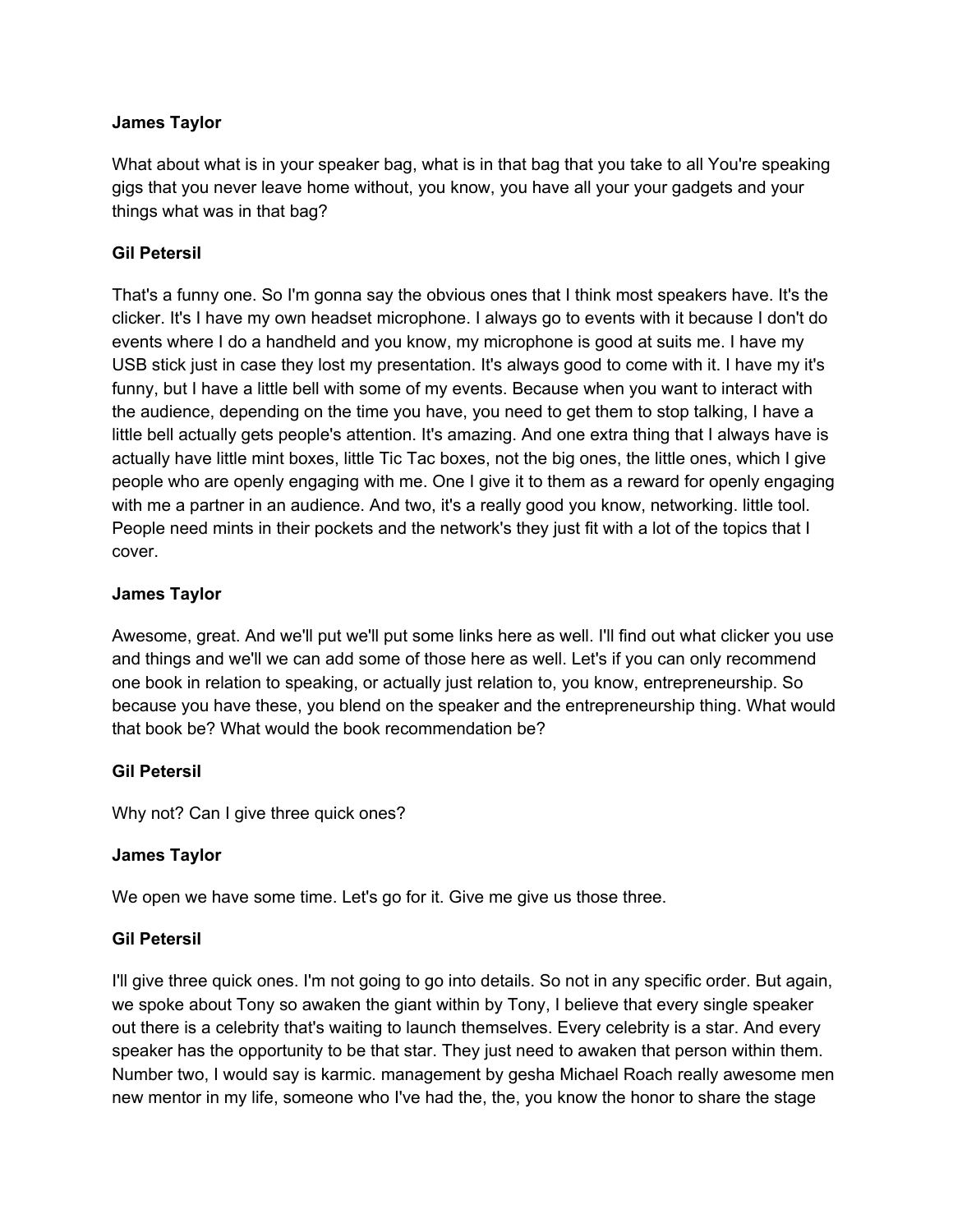**James Taylor**

What about what is in your speaker bag, what is in that bag that you take to all You're speaking gigs that you never leave home without, you know, you have all your your gadgets and your things what was in that bag?

**Gil Petersil**

That's a funny one. So I'm gonna say the obvious ones that I think most speakers have. It's the clicker. It's I have my own headset microphone. I always go to events with it because I don't do events where I do a handheld and you know, my microphone is good at suits me. I have my USB stick just in case they lost my presentation. It's always good to come with it. I have my it's funny, but I have a little bell with some of my events. Because when you want to interact with the audience, depending on the time you have, you need to get them to stop talking, I have a little bell actually gets people's attention. It's amazing. And one extra thing that I always have is actually have little mint boxes, little Tic Tac boxes, not the big ones, the little ones, which I give people who are openly engaging with me. One I give it to them as a reward for openly engaging with me a partner in an audience. And two, it's a really good you know, networking. little tool. People need mints in their pockets and the network's they just fit with a lot of the topics that I cover.

**James Taylor**

Awesome, great. And we'll put we'll put some links here as well. I'll find out what clicker you use and things and we'll we can add some of those here as well. Let's if you can only recommend one book in relation to speaking, or actually just relation to, you know, entrepreneurship. So because you have these, you blend on the speaker and the entrepreneurship thing. What would that book be? What would the book recommendation be?

**Gil Petersil**

Why not? Can I give three quick ones?

**James Taylor**

We open we have some time. Let's go for it. Give me give us those three.

**Gil Petersil**

I'll give three quick ones. I'm not going to go into details. So not in any specific order. But again, we spoke about Tony so awaken the giant within by Tony, I believe that every single speaker out there is a celebrity that's waiting to launch themselves. Every celebrity is a star. And every speaker has the opportunity to be that star. They just need to awaken that person within them. Number two, I would say is karmic. management by gesha Michael Roach really awesome men new mentor in my life, someone who I've had the, the, you know the honor to share the stage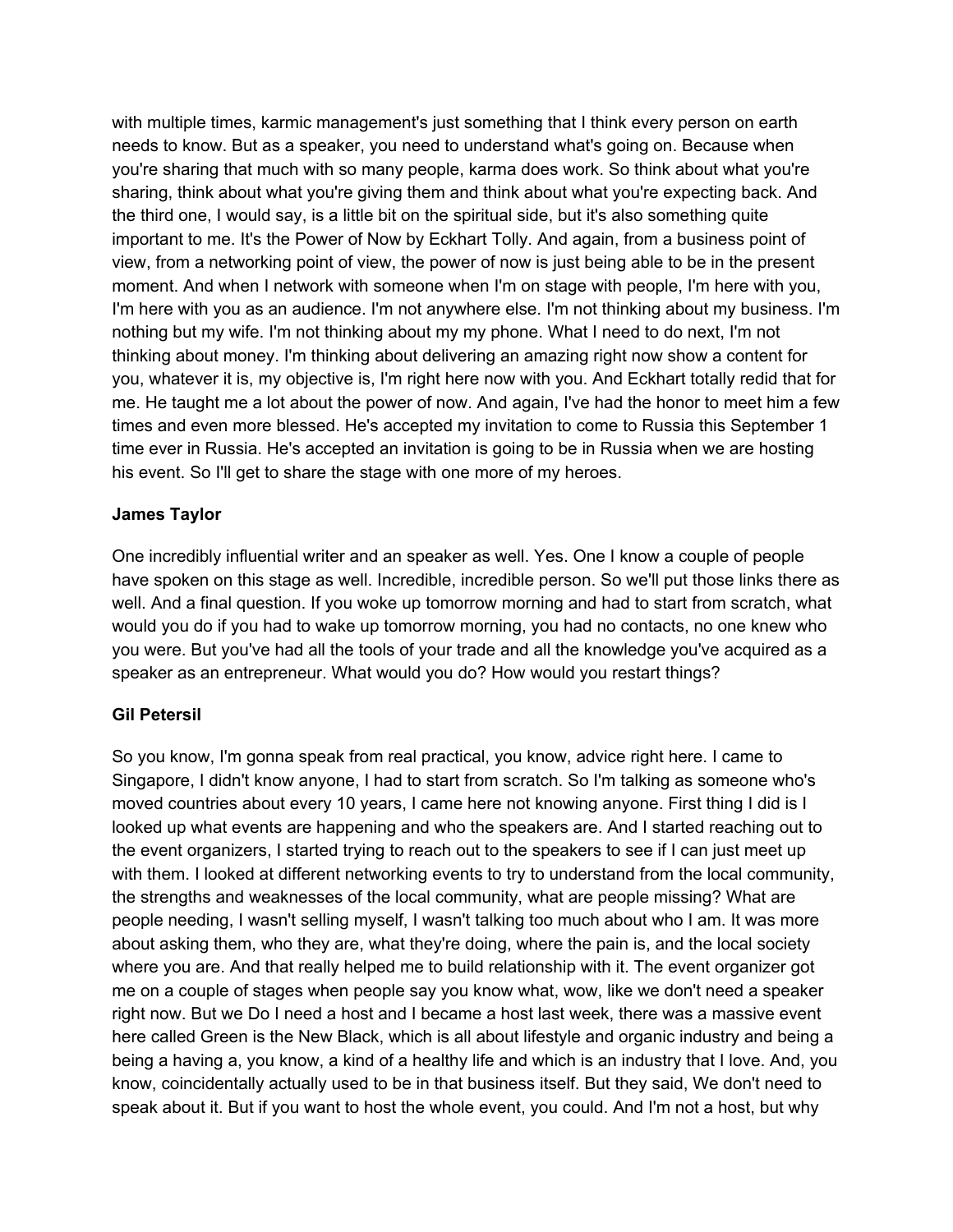with multiple times, karmic management's just something that I think every person on earth needs to know. But as a speaker, you need to understand what's going on. Because when you're sharing that much with so many people, karma does work. So think about what you're sharing, think about what you're giving them and think about what you're expecting back. And the third one, I would say, is a little bit on the spiritual side, but it's also something quite important to me. It's the Power of Now by Eckhart Tolly. And again, from a business point of view, from a networking point of view, the power of now is just being able to be in the present moment. And when I network with someone when I'm on stage with people, I'm here with you, I'm here with you as an audience. I'm not anywhere else. I'm not thinking about my business. I'm nothing but my wife. I'm not thinking about my my phone. What I need to do next, I'm not thinking about money. I'm thinking about delivering an amazing right now show a content for you, whatever it is, my objective is, I'm right here now with you. And Eckhart totally redid that for me. He taught me a lot about the power of now. And again, I've had the honor to meet him a few times and even more blessed. He's accepted my invitation to come to Russia this September 1 time ever in Russia. He's accepted an invitation is going to be in Russia when we are hosting his event. So I'll get to share the stage with one more of my heroes.

**James Taylor**

One incredibly influential writer and an speaker as well. Yes. One I know a couple of people have spoken on this stage as well. Incredible, incredible person. So we'll put those links there as well. And a final question. If you woke up tomorrow morning and had to start from scratch, what would you do if you had to wake up tomorrow morning, you had no contacts, no one knew who you were. But you've had all the tools of your trade and all the knowledge you've acquired as a speaker as an entrepreneur. What would you do? How would you restart things?

**Gil Petersil**

So you know, I'm gonna speak from real practical, you know, advice right here. I came to Singapore, I didn't know anyone, I had to start from scratch. So I'm talking as someone who's moved countries about every 10 years, I came here not knowing anyone. First thing I did is I looked up what events are happening and who the speakers are. And I started reaching out to the event organizers, I started trying to reach out to the speakers to see if I can just meet up with them. I looked at different networking events to try to understand from the local community, the strengths and weaknesses of the local community, what are people missing? What are people needing, I wasn't selling myself, I wasn't talking too much about who I am. It was more about asking them, who they are, what they're doing, where the pain is, and the local society where you are. And that really helped me to build relationship with it. The event organizer got me on a couple of stages when people say you know what, wow, like we don't need a speaker right now. But we Do I need a host and I became a host last week, there was a massive event here called Green is the New Black, which is all about lifestyle and organic industry and being a being a having a, you know, a kind of a healthy life and which is an industry that I love. And, you know, coincidentally actually used to be in that business itself. But they said, We don't need to speak about it. But if you want to host the whole event, you could. And I'm not a host, but why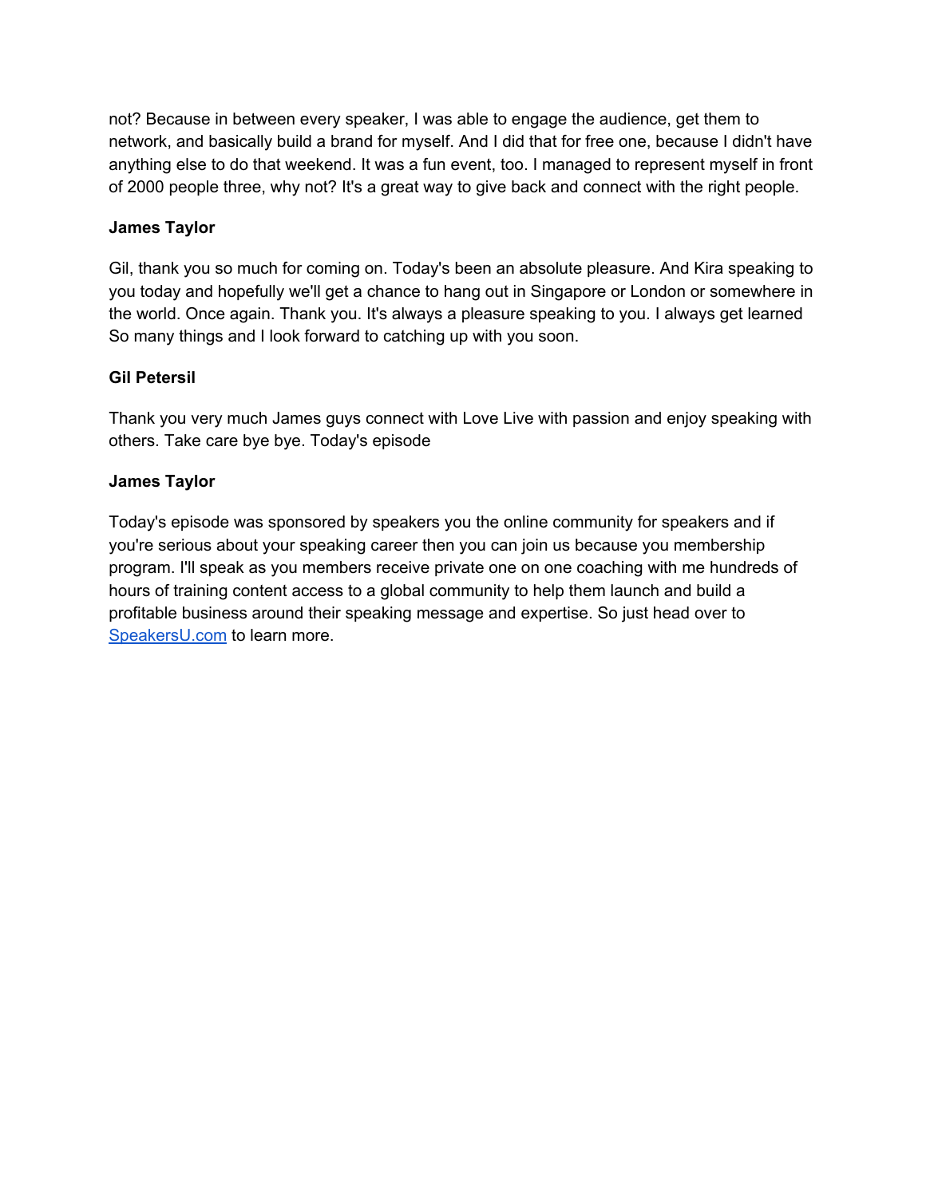not? Because in between every speaker, I was able to engage the audience, get them to network, and basically build a brand for myself. And I did that for free one, because I didn't have anything else to do that weekend. It was a fun event, too. I managed to represent myself in front of 2000 people three, why not? It's a great way to give back and connect with the right people.

**James Taylor**

Gil, thank you so much for coming on. Today's been an absolute pleasure. And Kira speaking to you today and hopefully we'll get a chance to hang out in Singapore or London or somewhere in the world. Once again. Thank you. It's always a pleasure speaking to you. I always get learned So many things and I look forward to catching up with you soon.

**Gil Petersil**

Thank you very much James guys connect with Love Live with passion and enjoy speaking with others. Take care bye bye. Today's episode

**James Taylor**

Today's episode was sponsored by speakers you the online community for speakers and if you're serious about your speaking career then you can join us because you membership program. I'll speak as you members receive private one on one coaching with me hundreds of hours of training content access to a global community to help them launch and build a profitable business around their speaking message and expertise. So just head over to [SpeakersU.com](SpeakersU.com) to learn more.